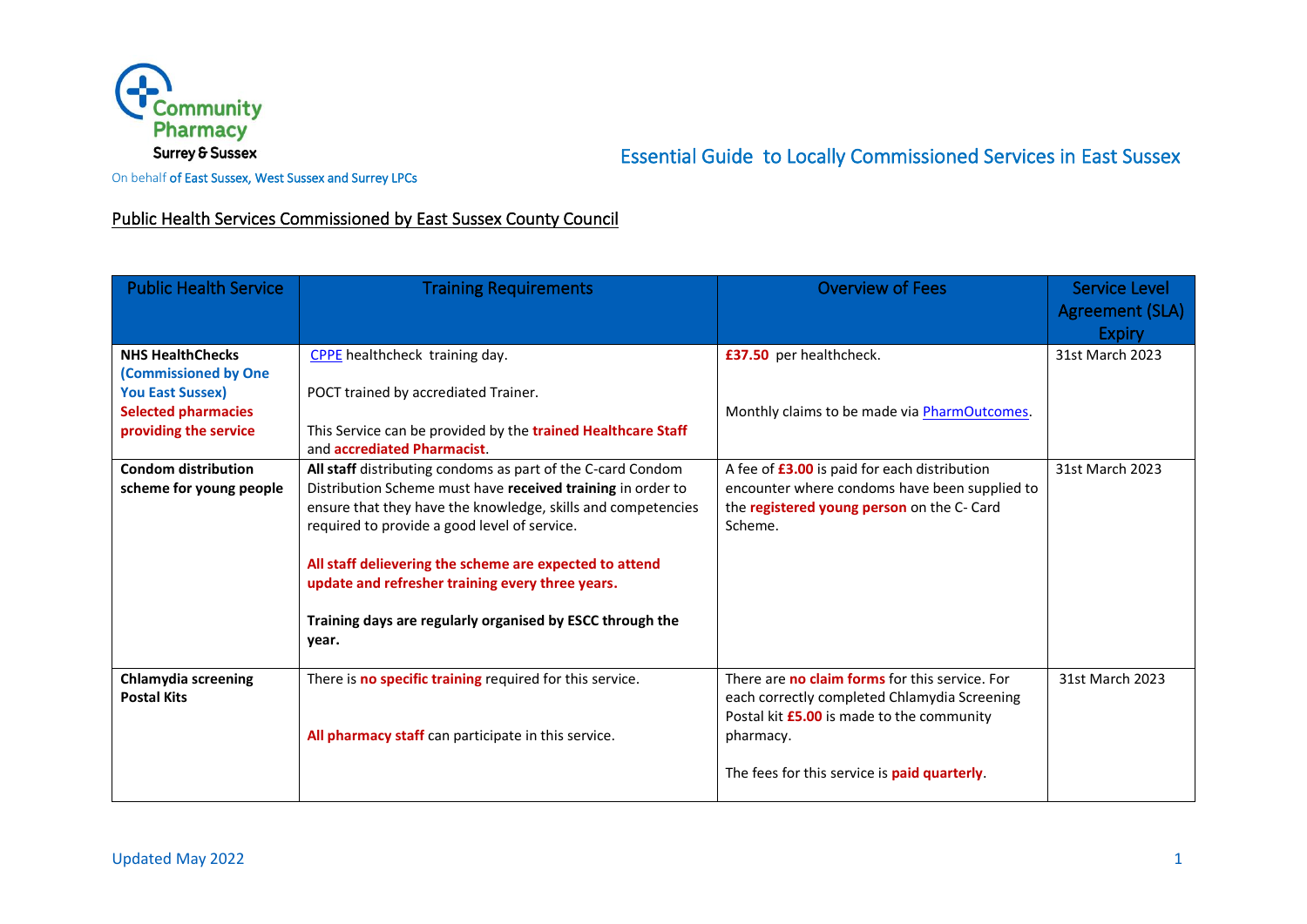Community Pharmacy Surrey & Sussex

On behalf of East Sussex, West Sussex and Surrey LPCs

# Essential Guide to Locally Commissioned Services in East Sussex

## Public Health Services Commissioned by East Sussex County Council

| Public Health Service | Training Requirements | Overview of Fees | Service Level Agreement (SLA) Expiry |
|---|---|---|---|
| **NHS HealthChecks** **(Commissioned by One You East Sussex)** **Selected pharmacies providing the service** | CPPE healthcheck training day.<br><br>POCT trained by accrediated Trainer.<br><br>This Service can be provided by the **trained Healthcare Staff** and **accrediated Pharmacist**. | **£37.50** per healthcheck.<br><br>Monthly claims to be made via PharmOutcomes. | 31st March 2023 |
| **Condom distribution scheme for young people** | **All staff** distributing condoms as part of the C-card Condom Distribution Scheme must have **received training** in order to ensure that they have the knowledge, skills and competencies required to provide a good level of service.<br><br>**All staff delievering the scheme are expected to attend update and refresher training every three years.**<br><br>**Training days are regularly organised by ESCC through the year.** | A fee of **£3.00** is paid for each distribution encounter where condoms have been supplied to the **registered young person** on the C- Card Scheme. | 31st March 2023 |
| **Chlamydia screening Postal Kits** | There is **no specific training** required for this service.<br><br>**All pharmacy staff** can participate in this service. | There are **no claim forms** for this service. For each correctly completed Chlamydia Screening Postal kit **£5.00** is made to the community pharmacy.<br><br>The fees for this service is **paid quarterly**. | 31st March 2023 |

Updated May 2022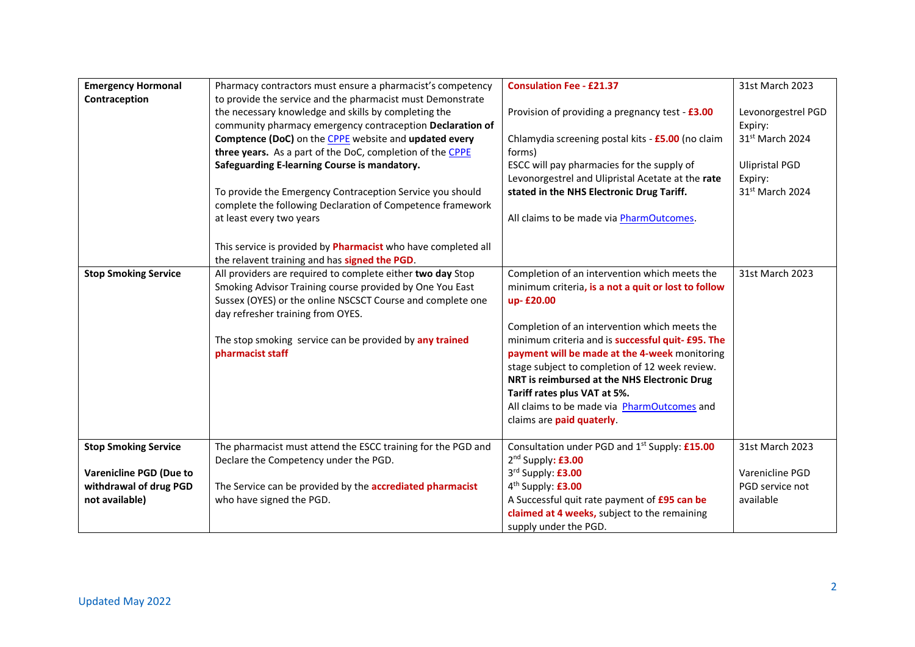| | | | |
|---|---|---|---|
| **Emergency Hormonal Contraception** | Pharmacy contractors must ensure a pharmacist's competency to provide the service and the pharmacist must Demonstrate the necessary knowledge and skills by completing the community pharmacy emergency contraception **Declaration of Comptence (DoC)** on the CPPE website and **updated every three years.** As a part of the DoC, completion of the CPPE **Safeguarding E-learning Course is mandatory.**<br><br>To provide the Emergency Contraception Service you should complete the following Declaration of Competence framework at least every two years<br><br>This service is provided by **Pharmacist** who have completed all the relavent training and has **signed the PGD**. | **Consulation Fee - £21.37**<br><br>Provision of providing a pregnancy test - **£3.00**<br><br>Chlamydia screening postal kits - **£5.00** (no claim forms)<br>ESCC will pay pharmacies for the supply of Levonorgestrel and Ulipristal Acetate at the **rate stated in the NHS Electronic Drug Tariff.**<br><br>All claims to be made via PharmOutcomes. | 31st March 2023<br><br>Levonorgestrel PGD Expiry:<br>31st March 2024<br><br>Ulipristal PGD Expiry:<br>31st March 2024 |
| **Stop Smoking Service** | All providers are required to complete either **two day** Stop Smoking Advisor Training course provided by One You East Sussex (OYES) or the online NSCSCT Course and complete one day refresher training from OYES.<br><br>The stop smoking service can be provided by **any trained pharmacist staff** | Completion of an intervention which meets the minimum criteria, **is a not a quit or lost to follow up- £20.00**<br><br>Completion of an intervention which meets the minimum criteria and is **successful quit- £95. The payment will be made at the 4-week** monitoring stage subject to completion of 12 week review.<br>**NRT is reimbursed at the NHS Electronic Drug Tariff rates plus VAT at 5%.**<br>All claims to be made via PharmOutcomes and claims are **paid quaterly**. | 31st March 2023 |
| **Stop Smoking Service**<br><br>**Varenicline PGD (Due to withdrawal of drug PGD not available)** | The pharmacist must attend the ESCC training for the PGD and Declare the Competency under the PGD.<br><br>The Service can be provided by the **accrediated pharmacist** who have signed the PGD. | Consultation under PGD and 1st Supply: **£15.00**<br>2nd Supply: **£3.00**<br>3rd Supply: **£3.00**<br>4th Supply: **£3.00**<br>A Successful quit rate payment of **£95 can be claimed at 4 weeks,** subject to the remaining supply under the PGD. | 31st March 2023<br><br>Varenicline PGD service not available |

Updated May 2022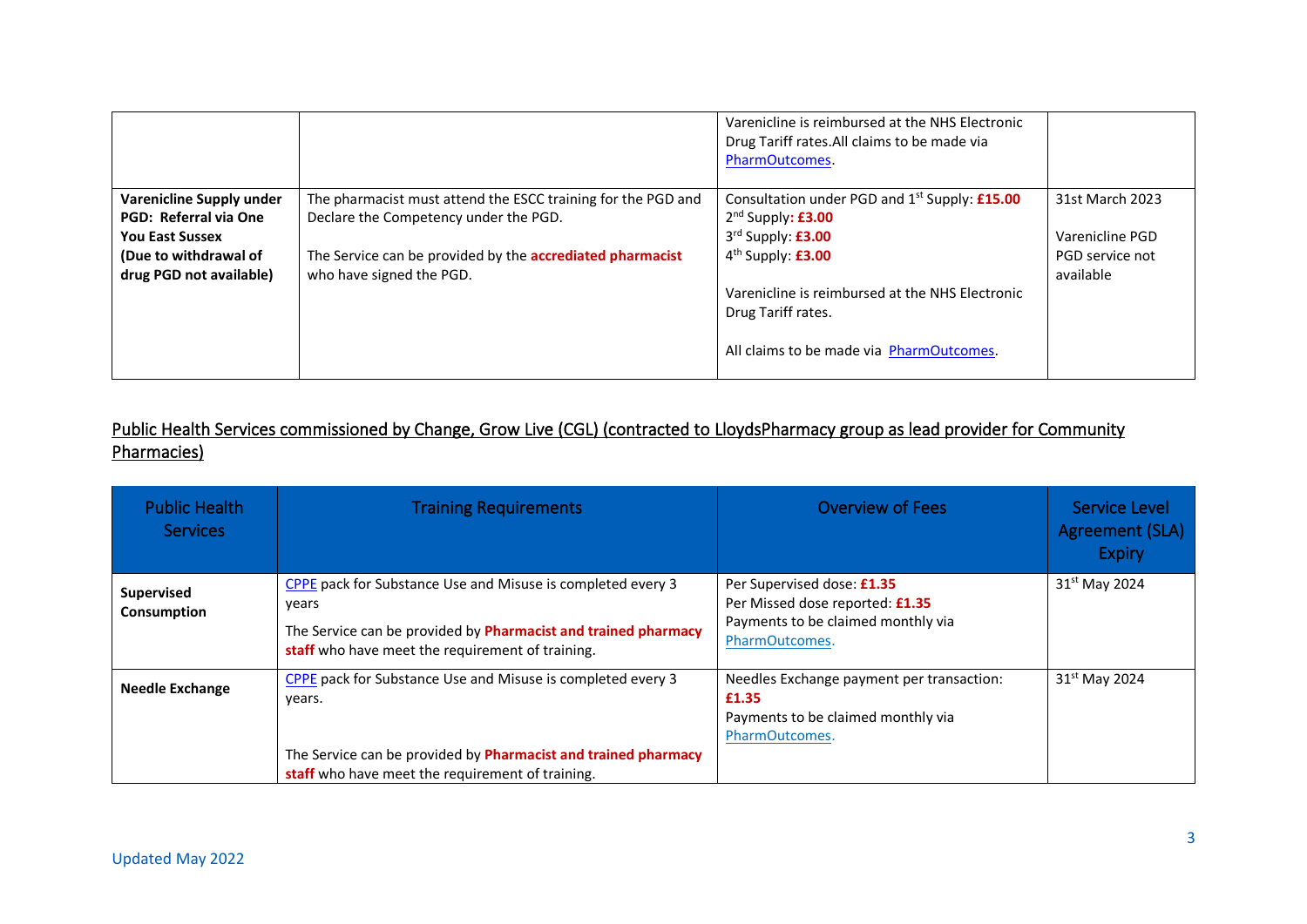| | | Varenicline is reimbursed at the NHS Electronic Drug Tariff rates.All claims to be made via PharmOutcomes. | |
|---|---|---|---|
| **Varenicline Supply under PGD: Referral via One You East Sussex (Due to withdrawal of drug PGD not available)** | The pharmacist must attend the ESCC training for the PGD and Declare the Competency under the PGD.<br><br>The Service can be provided by the **accrediated pharmacist** who have signed the PGD. | Consultation under PGD and 1st Supply: **£15.00**<br>2nd Supply: **£3.00**<br>3rd Supply: **£3.00**<br>4th Supply: **£3.00**<br><br>Varenicline is reimbursed at the NHS Electronic Drug Tariff rates.<br><br>All claims to be made via PharmOutcomes. | 31st March 2023<br><br>Varenicline PGD PGD service not available |

## Public Health Services commissioned by Change, Grow Live (CGL) (contracted to LloydsPharmacy group as lead provider for Community Pharmacies)

| Public Health Services | Training Requirements | Overview of Fees | Service Level Agreement (SLA) Expiry |
|---|---|---|---|
| **Supervised Consumption** | CPPE pack for Substance Use and Misuse is completed every 3 years<br>The Service can be provided by **Pharmacist and trained pharmacy staff** who have meet the requirement of training. | Per Supervised dose: **£1.35**<br>Per Missed dose reported: **£1.35**<br>Payments to be claimed monthly via PharmOutcomes. | 31st May 2024 |
| **Needle Exchange** | CPPE pack for Substance Use and Misuse is completed every 3 years.<br><br>The Service can be provided by **Pharmacist and trained pharmacy staff** who have meet the requirement of training. | Needles Exchange payment per transaction: **£1.35**<br>Payments to be claimed monthly via PharmOutcomes. | 31st May 2024 |

Updated May 2022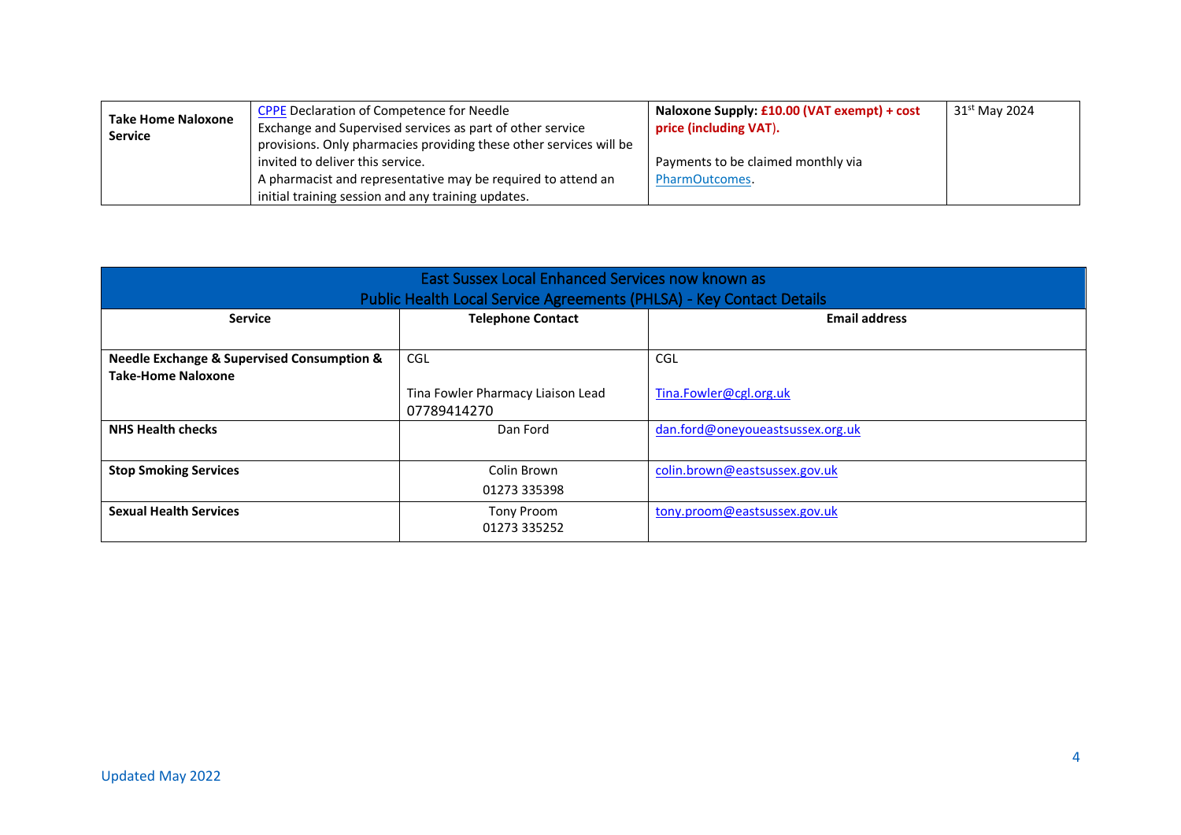| **Take Home Naloxone Service** | CPPE Declaration of Competence for Needle Exchange and Supervised services as part of other service provisions. Only pharmacies providing these other services will be invited to deliver this service.<br>A pharmacist and representative may be required to attend an initial training session and any training updates. | **Naloxone Supply: £10.00 (VAT exempt) + cost price (including VAT).**<br><br>Payments to be claimed monthly via PharmOutcomes. | 31st May 2024 |
|---|---|---|---|

| East Sussex Local Enhanced Services now known as Public Health Local Service Agreements (PHLSA) - Key Contact Details | | |
|---|---|---|
| **Service** | **Telephone Contact** | **Email address** |
| **Needle Exchange & Supervised Consumption & Take-Home Naloxone** | CGL<br><br>Tina Fowler Pharmacy Liaison Lead<br>07789414270 | CGL<br><br>Tina.Fowler@cgl.org.uk |
| **NHS Health checks** | Dan Ford | dan.ford@oneyoueastsussex.org.uk |
| **Stop Smoking Services** | Colin Brown<br>01273 335398 | colin.brown@eastsussex.gov.uk |
| **Sexual Health Services** | Tony Proom<br>01273 335252 | tony.proom@eastsussex.gov.uk |

Updated May 2022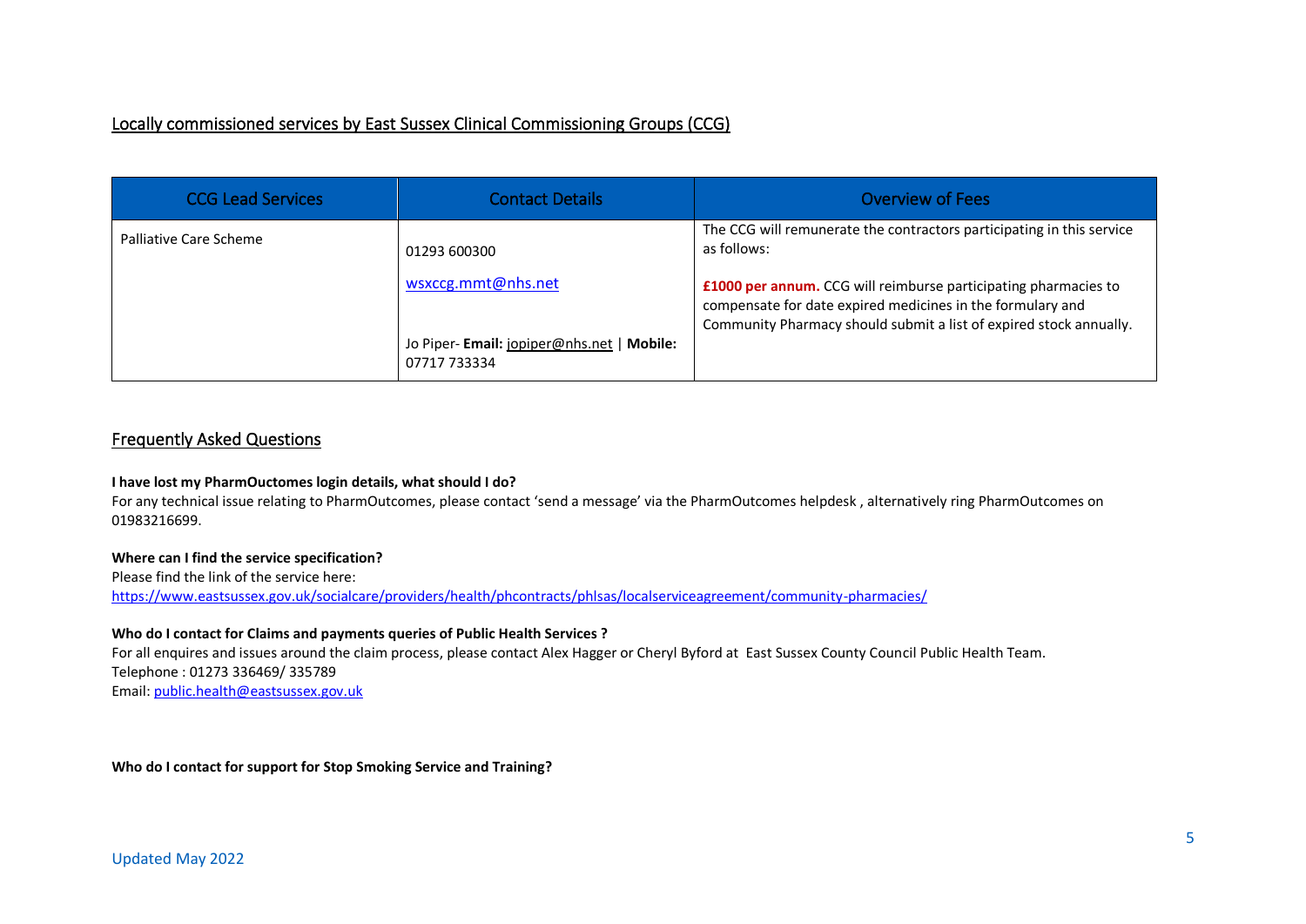## Locally commissioned services by East Sussex Clinical Commissioning Groups (CCG)

| CCG Lead Services | Contact Details | Overview of Fees |
| --- | --- | --- |
| Palliative Care Scheme | 01293 600300<br><br>wsxccg.mmt@nhs.net<br><br>Jo Piper- **Email:** jopiper@nhs.net \| **Mobile:** 07717 733334 | The CCG will remunerate the contractors participating in this service as follows:<br><br>**£1000 per annum.** CCG will reimburse participating pharmacies to compensate for date expired medicines in the formulary and Community Pharmacy should submit a list of expired stock annually. |

## Frequently Asked Questions

**I have lost my PharmOuctomes login details, what should I do?**

For any technical issue relating to PharmOutcomes, please contact 'send a message' via the PharmOutcomes helpdesk , alternatively ring PharmOutcomes on 01983216699.

**Where can I find the service specification?**

Please find the link of the service here:
https://www.eastsussex.gov.uk/socialcare/providers/health/phcontracts/phlsas/localserviceagreement/community-pharmacies/

**Who do I contact for Claims and payments queries of Public Health Services ?**

For all enquires and issues around the claim process, please contact Alex Hagger or Cheryl Byford at East Sussex County Council Public Health Team.
Telephone : 01273 336469/ 335789
Email: public.health@eastsussex.gov.uk

**Who do I contact for support for Stop Smoking Service and Training?**

Updated May 2022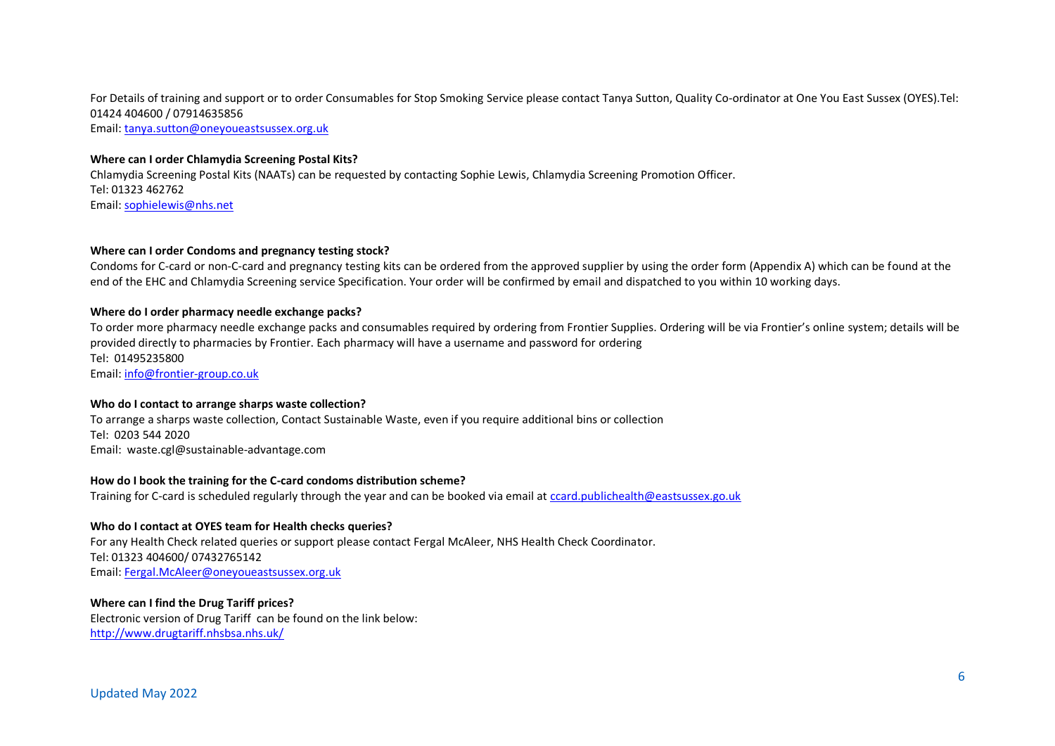For Details of training and support or to order Consumables for Stop Smoking Service please contact Tanya Sutton, Quality Co-ordinator at One You East Sussex (OYES).Tel: 01424 404600 / 07914635856
Email: tanya.sutton@oneyoueastsussex.org.uk

**Where can I order Chlamydia Screening Postal Kits?**
Chlamydia Screening Postal Kits (NAATs) can be requested by contacting Sophie Lewis, Chlamydia Screening Promotion Officer.
Tel: 01323 462762
Email: sophielewis@nhs.net

**Where can I order Condoms and pregnancy testing stock?**
Condoms for C-card or non-C-card and pregnancy testing kits can be ordered from the approved supplier by using the order form (Appendix A) which can be found at the end of the EHC and Chlamydia Screening service Specification. Your order will be confirmed by email and dispatched to you within 10 working days.

**Where do I order pharmacy needle exchange packs?**
To order more pharmacy needle exchange packs and consumables required by ordering from Frontier Supplies. Ordering will be via Frontier's online system; details will be provided directly to pharmacies by Frontier. Each pharmacy will have a username and password for ordering
Tel: 01495235800
Email: info@frontier-group.co.uk

**Who do I contact to arrange sharps waste collection?**
To arrange a sharps waste collection, Contact Sustainable Waste, even if you require additional bins or collection
Tel: 0203 544 2020
Email: waste.cgl@sustainable-advantage.com

**How do I book the training for the C-card condoms distribution scheme?**
Training for C-card is scheduled regularly through the year and can be booked via email at ccard.publichealth@eastsussex.go.uk

**Who do I contact at OYES team for Health checks queries?**
For any Health Check related queries or support please contact Fergal McAleer, NHS Health Check Coordinator.
Tel: 01323 404600/ 07432765142
Email: Fergal.McAleer@oneyoueastsussex.org.uk

**Where can I find the Drug Tariff prices?**
Electronic version of Drug Tariff can be found on the link below:
http://www.drugtariff.nhsbsa.nhs.uk/

Updated May 2022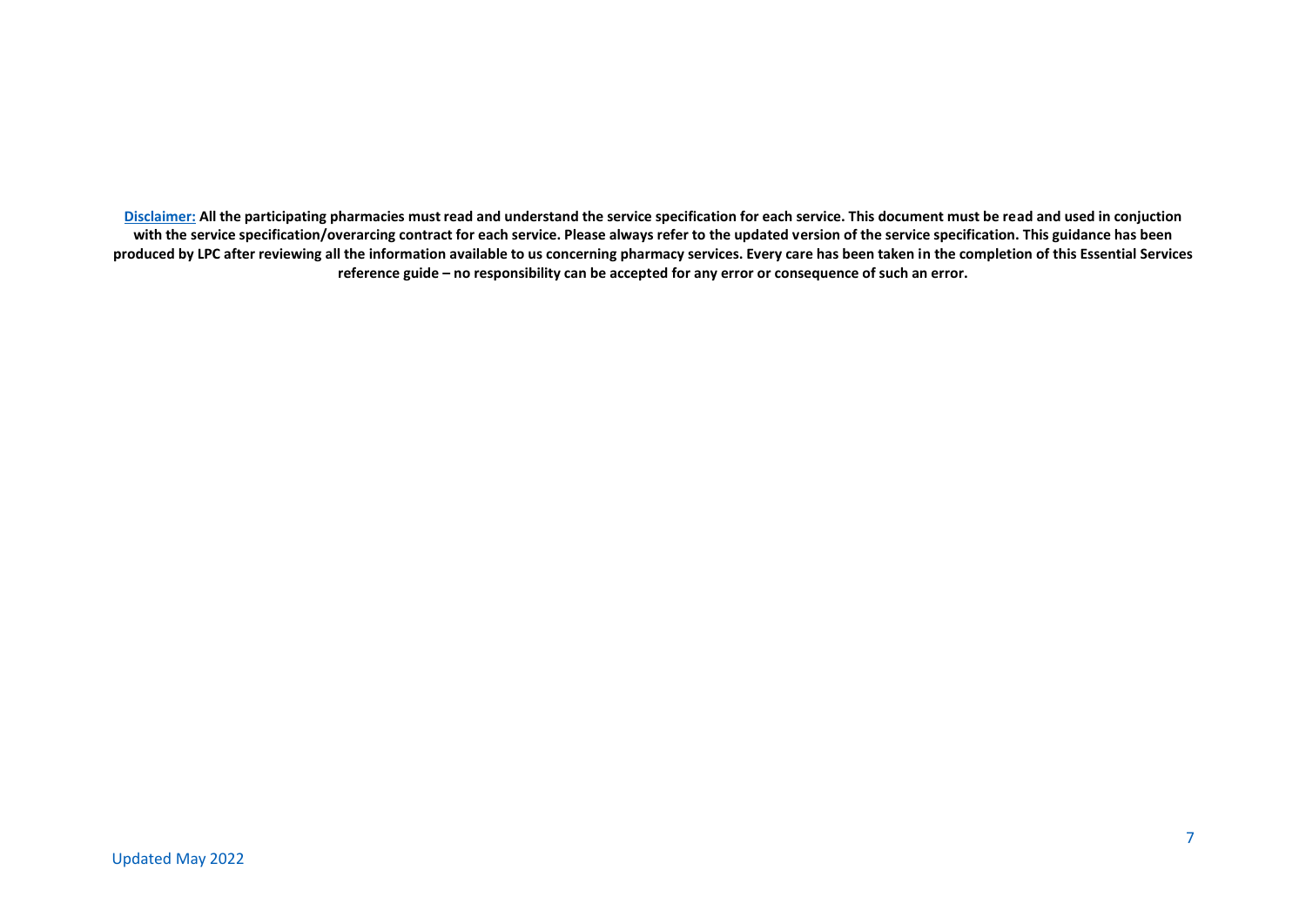**Disclaimer:** **All the participating pharmacies must read and understand the service specification for each service. This document must be read and used in conjuction with the service specification/overarcing contract for each service. Please always refer to the updated version of the service specification. This guidance has been produced by LPC after reviewing all the information available to us concerning pharmacy services. Every care has been taken in the completion of this Essential Services reference guide – no responsibility can be accepted for any error or consequence of such an error.**